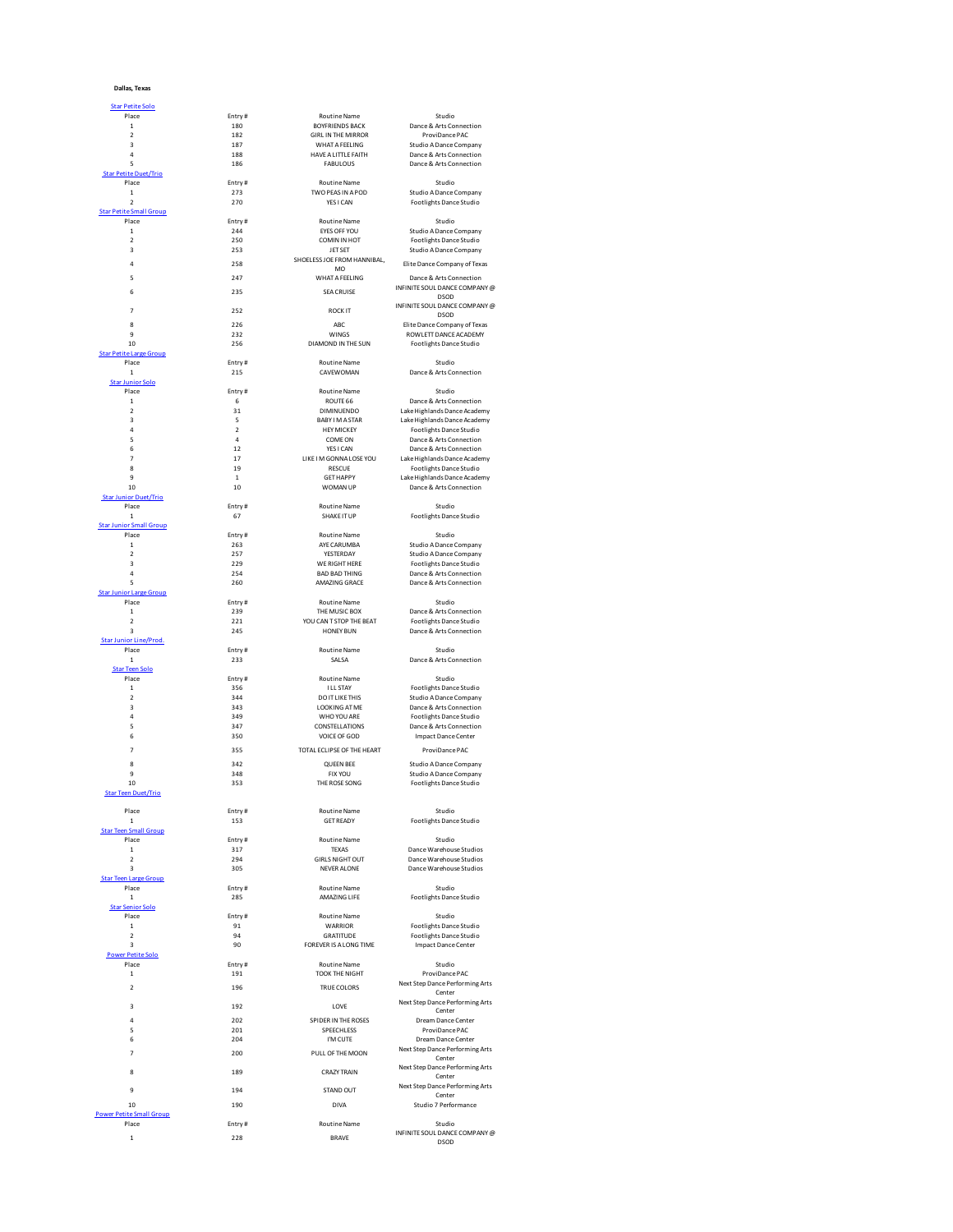**Dallas, Texas**

Star Petite Solo

| Place | Entry # | Routine Name | Studio |
|---|---|---|---|
| 1 | 180 | BOYFRIENDS BACK | Dance & Arts Connection |
| 2 | 182 | GIRL IN THE MIRROR | ProviDance PAC |
| 3 | 187 | WHAT A FEELING | Studio A Dance Company |
| 4 | 188 | HAVE A LITTLE FAITH | Dance & Arts Connection |
| 5 | 186 | FABULOUS | Dance & Arts Connection |

Star Petite Duet/Trio

| Place | Entry # | Routine Name | Studio |
|---|---|---|---|
| 1 | 273 | TWO PEAS IN A POD | Studio A Dance Company |
| 2 | 270 | YES I CAN | Footlights Dance Studio |

Star Petite Small Group

| Place | Entry # | Routine Name | Studio |
|---|---|---|---|
| 1 | 244 | EYES OFF YOU | Studio A Dance Company |
| 2 | 250 | COMIN IN HOT | Footlights Dance Studio |
| 3 | 253 | JET SET | Studio A Dance Company |
| 4 | 258 | SHOELESS JOE FROM HANNIBAL, MO | Elite Dance Company of Texas |
| 5 | 247 | WHAT A FEELING | Dance & Arts Connection |
| 6 | 235 | SEA CRUISE | INFINITE SOUL DANCE COMPANY @ DSOD |
| 7 | 252 | ROCK IT | INFINITE SOUL DANCE COMPANY @ DSOD |
| 8 | 226 | ABC | Elite Dance Company of Texas |
| 9 | 232 | WINGS | ROWLETT DANCE ACADEMY |
| 10 | 256 | DIAMOND IN THE SUN | Footlights Dance Studio |

Star Petite Large Group

| Place | Entry # | Routine Name | Studio |
|---|---|---|---|
| 1 | 215 | CAVEWOMAN | Dance & Arts Connection |

Star Junior Solo

| Place | Entry # | Routine Name | Studio |
|---|---|---|---|
| 1 | 6 | ROUTE 66 | Dance & Arts Connection |
| 2 | 31 | DIMINUENDO | Lake Highlands Dance Academy |
| 3 | 5 | BABY I M A STAR | Lake Highlands Dance Academy |
| 4 | 2 | HEY MICKEY | Footlights Dance Studio |
| 5 | 4 | COME ON | Dance & Arts Connection |
| 6 | 12 | YES I CAN | Dance & Arts Connection |
| 7 | 17 | LIKE I M GONNA LOSE YOU | Lake Highlands Dance Academy |
| 8 | 19 | RESCUE | Footlights Dance Studio |
| 9 | 1 | GET HAPPY | Lake Highlands Dance Academy |
| 10 | 10 | WOMAN UP | Dance & Arts Connection |

Star Junior Duet/Trio

| Place | Entry # | Routine Name | Studio |
|---|---|---|---|
| 1 | 67 | SHAKE IT UP | Footlights Dance Studio |

Star Junior Small Group

| Place | Entry # | Routine Name | Studio |
|---|---|---|---|
| 1 | 263 | AYE CARUMBA | Studio A Dance Company |
| 2 | 257 | YESTERDAY | Studio A Dance Company |
| 3 | 229 | WE RIGHT HERE | Footlights Dance Studio |
| 4 | 254 | BAD BAD THING | Dance & Arts Connection |
| 5 | 260 | AMAZING GRACE | Dance & Arts Connection |

Star Junior Large Group

| Place | Entry # | Routine Name | Studio |
|---|---|---|---|
| 1 | 239 | THE MUSIC BOX | Dance & Arts Connection |
| 2 | 221 | YOU CAN T STOP THE BEAT | Footlights Dance Studio |
| 3 | 245 | HONEY BUN | Dance & Arts Connection |

Star Junior Line/Prod.

| Place | Entry # | Routine Name | Studio |
|---|---|---|---|
| 1 | 233 | SALSA | Dance & Arts Connection |

Star Teen Solo

| Place | Entry # | Routine Name | Studio |
|---|---|---|---|
| 1 | 356 | I LL STAY | Footlights Dance Studio |
| 2 | 344 | DO IT LIKE THIS | Studio A Dance Company |
| 3 | 343 | LOOKING AT ME | Dance & Arts Connection |
| 4 | 349 | WHO YOU ARE | Footlights Dance Studio |
| 5 | 347 | CONSTELLATIONS | Dance & Arts Connection |
| 6 | 350 | VOICE OF GOD | Impact Dance Center |
| 7 | 355 | TOTAL ECLIPSE OF THE HEART | ProviDance PAC |
| 8 | 342 | QUEEN BEE | Studio A Dance Company |
| 9 | 348 | FIX YOU | Studio A Dance Company |
| 10 | 353 | THE ROSE SONG | Footlights Dance Studio |

Star Teen Duet/Trio

| Place | Entry # | Routine Name | Studio |
|---|---|---|---|
| 1 | 153 | GET READY | Footlights Dance Studio |

Star Teen Small Group

| Place | Entry # | Routine Name | Studio |
|---|---|---|---|
| 1 | 317 | TEXAS | Dance Warehouse Studios |
| 2 | 294 | GIRLS NIGHT OUT | Dance Warehouse Studios |
| 3 | 305 | NEVER ALONE | Dance Warehouse Studios |

Star Teen Large Group

| Place | Entry # | Routine Name | Studio |
|---|---|---|---|
| 1 | 285 | AMAZING LIFE | Footlights Dance Studio |

Star Senior Solo

| Place | Entry # | Routine Name | Studio |
|---|---|---|---|
| 1 | 91 | WARRIOR | Footlights Dance Studio |
| 2 | 94 | GRATITUDE | Footlights Dance Studio |
| 3 | 90 | FOREVER IS A LONG TIME | Impact Dance Center |

Power Petite Solo

| Place | Entry # | Routine Name | Studio |
|---|---|---|---|
| 1 | 191 | TOOK THE NIGHT | ProviDance PAC |
| 2 | 196 | TRUE COLORS | Next Step Dance Performing Arts Center |
| 3 | 192 | LOVE | Next Step Dance Performing Arts Center |
| 4 | 202 | SPIDER IN THE ROSES | Dream Dance Center |
| 5 | 201 | SPEECHLESS | ProviDance PAC |
| 6 | 204 | I'M CUTE | Dream Dance Center |
| 7 | 200 | PULL OF THE MOON | Next Step Dance Performing Arts Center |
| 8 | 189 | CRAZY TRAIN | Next Step Dance Performing Arts Center |
| 9 | 194 | STAND OUT | Next Step Dance Performing Arts Center |
| 10 | 190 | DIVA | Studio 7 Performance |

Power Petite Small Group

| Place | Entry # | Routine Name | Studio |
|---|---|---|---|
| 1 | 228 | BRAVE | INFINITE SOUL DANCE COMPANY @ DSOD |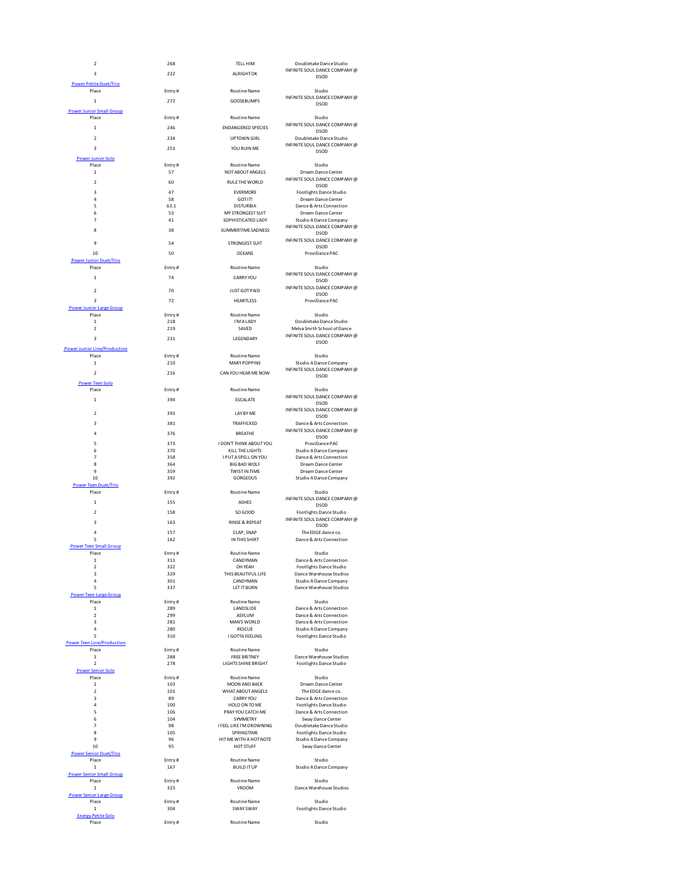| Place | Entry # | Routine Name | Studio |
|---|---|---|---|
| 2 | 268 | TELL HIM | Doubletake Dance Studio |
| 3 | 222 | ALRIGHT OK | INFINITE SOUL DANCE COMPANY @ DSOD |

**Power Petite Duet/Trio**

| Place | Entry # | Routine Name | Studio |
|---|---|---|---|
| 1 | 272 | GOOSEBUMPS | INFINITE SOUL DANCE COMPANY @ DSOD |

**Power Junior Small Group**

| Place | Entry # | Routine Name | Studio |
|---|---|---|---|
| 1 | 246 | ENDANGERED SPECIES | INFINITE SOUL DANCE COMPANY @ DSOD |
| 2 | 234 | UPTOWN GIRL | Doubletake Dance Studio |
| 3 | 251 | YOU RUIN ME | INFINITE SOUL DANCE COMPANY @ DSOD |

**Power Junior Solo**

| Place | Entry # | Routine Name | Studio |
|---|---|---|---|
| 1 | 57 | NOT ABOUT ANGELS | Dream Dance Center |
| 2 | 60 | RULE THE WORLD | INFINITE SOUL DANCE COMPANY @ DSOD |
| 3 | 47 | EVERMORE | Footlights Dance Studio |
| 4 | 58 | GOT IT! | Dream Dance Center |
| 5 | 63.1 | DISTURBIA | Dance & Arts Connection |
| 6 | 53 | MY STRONGEST SUIT | Dream Dance Center |
| 7 | 41 | SOPHISTICATED LADY | Studio A Dance Company |
| 8 | 38 | SUMMERTIME SADNESS | INFINITE SOUL DANCE COMPANY @ DSOD |
| 9 | 54 | STRONGEST SUIT | INFINITE SOUL DANCE COMPANY @ DSOD |
| 10 | 50 | OCEANS | ProviDance PAC |

**Power Junior Duet/Trio**

| Place | Entry # | Routine Name | Studio |
|---|---|---|---|
| 1 | 74 | CARRY YOU | INFINITE SOUL DANCE COMPANY @ DSOD |
| 2 | 70 | JUST GOT PAID | INFINITE SOUL DANCE COMPANY @ DSOD |
| 3 | 72 | HEARTLESS | ProviDance PAC |

**Power Junior Large Group**

| Place | Entry # | Routine Name | Studio |
|---|---|---|---|
| 1 | 218 | I'M A LADY | Doubletake Dance Studio |
| 2 | 219 | SAVED | Melva Smith School of Dance |
| 3 | 231 | LEGENDARY | INFINITE SOUL DANCE COMPANY @ DSOD |

**Power Junior Line/Production**

| Place | Entry # | Routine Name | Studio |
|---|---|---|---|
| 1 | 210 | MARY POPPINS | Studio A Dance Company |
| 2 | 216 | CAN YOU HEAR ME NOW | INFINITE SOUL DANCE COMPANY @ DSOD |

**Power Teen Solo**

| Place | Entry # | Routine Name | Studio |
|---|---|---|---|
| 1 | 394 | ESCALATE | INFINITE SOUL DANCE COMPANY @ DSOD |
| 2 | 391 | LAY BY ME | INFINITE SOUL DANCE COMPANY @ DSOD |
| 3 | 381 | TRAFFICKED | Dance & Arts Connection |
| 4 | 376 | BREATHE | INFINITE SOUL DANCE COMPANY @ DSOD |
| 5 | 373 | I DON'T THINK ABOUT YOU | ProviDance PAC |
| 6 | 370 | KILL THE LIGHTS | Studio A Dance Company |
| 7 | 358 | I PUT A SPELL ON YOU | Dance & Arts Connection |
| 8 | 364 | BIG BAD WOLF | Dream Dance Center |
| 9 | 359 | TWIST IN TIME | Dream Dance Center |
| 10 | 392 | GORGEOUS | Studio A Dance Company |

**Power Teen Duet/Trio**

| Place | Entry # | Routine Name | Studio |
|---|---|---|---|
| 1 | 155 | ASHES | INFINITE SOUL DANCE COMPANY @ DSOD |
| 2 | 158 | SO GOOD | Footlights Dance Studio |
| 3 | 163 | RINSE & REPEAT | INFINITE SOUL DANCE COMPANY @ DSOD |
| 4 | 157 | CLAP, SNAP | The EDGE dance co. |
| 5 | 162 | IN THIS SHIRT | Dance & Arts Connection |

**Power Teen Small Group**

| Place | Entry # | Routine Name | Studio |
|---|---|---|---|
| 1 | 311 | CANDYMAN | Dance & Arts Connection |
| 2 | 322 | OH YEAH | Footlights Dance Studio |
| 3 | 329 | THIS BEAUTIFUL LIFE | Dance Warehouse Studios |
| 4 | 301 | CANDYMAN | Studio A Dance Company |
| 5 | 337 | LET IT BURN | Dance Warehouse Studios |

**Power Teen Large Group**

| Place | Entry # | Routine Name | Studio |
|---|---|---|---|
| 1 | 289 | LANDSLIDE | Dance & Arts Connection |
| 2 | 299 | ASYLUM | Dance & Arts Connection |
| 3 | 281 | MAN'S WORLD | Dance & Arts Connection |
| 4 | 280 | RESCUE | Studio A Dance Company |
| 5 | 310 | I GOTTA FEELING | Footlights Dance Studio |

**Power Teen Line/Production**

| Place | Entry # | Routine Name | Studio |
|---|---|---|---|
| 1 | 288 | FREE BRITNEY | Dance Warehouse Studios |
| 2 | 278 | LIGHTS SHINE BRIGHT | Footlights Dance Studio |

**Power Senior Solo**

| Place | Entry # | Routine Name | Studio |
|---|---|---|---|
| 1 | 103 | MOON AND BACK | Dream Dance Center |
| 2 | 101 | WHAT ABOUT ANGELS | The EDGE dance co. |
| 3 | 89 | CARRY YOU | Dance & Arts Connection |
| 4 | 100 | HOLD ON TO ME | Footlights Dance Studio |
| 5 | 106 | PRAY YOU CATCH ME | Dance & Arts Connection |
| 6 | 104 | SYMMETRY | Sway Dance Center |
| 7 | 98 | I FEEL LIKE I'M DROWNING | Doubletake Dance Studio |
| 8 | 105 | SPRINGTIME | Footlights Dance Studio |
| 9 | 96 | HIT ME WITH A HOT NOTE | Studio A Dance Company |
| 10 | 95 | HOT STUFF | Sway Dance Center |

**Power Senior Duet/Trio**

| Place | Entry # | Routine Name | Studio |
|---|---|---|---|
| 1 | 167 | BUILD IT UP | Studio A Dance Company |

**Power Senior Small Group**

| Place | Entry # | Routine Name | Studio |
|---|---|---|---|
| 1 | 323 | VROOM | Dance Warehouse Studios |

**Power Senior Large Group**

| Place | Entry # | Routine Name | Studio |
|---|---|---|---|
| 1 | 304 | SWAY SWAY | Footlights Dance Studio |

**Energy Petite Solo**

| Place | Entry # | Routine Name | Studio |
|---|---|---|---|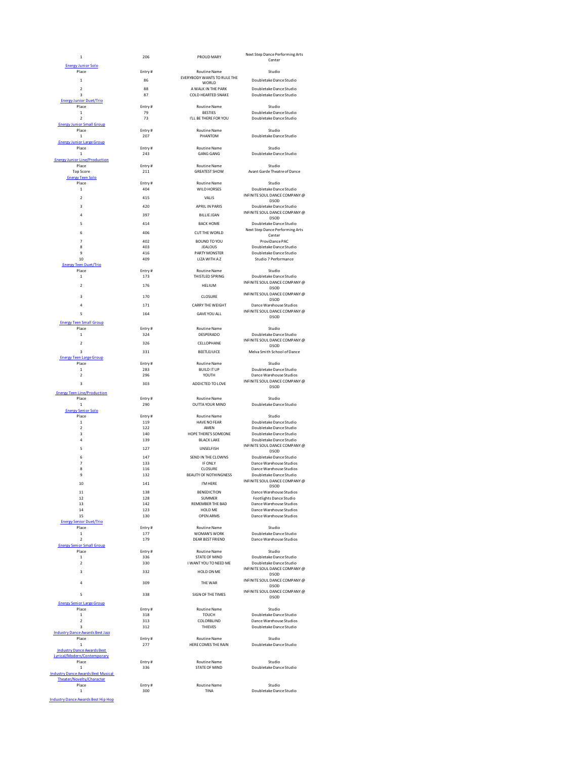| 1 | 206 | PROUD MARY | Next Step Dance Performing Arts Center |
|---|---|---|---|

**Energy Junior Solo**

| Place | Entry # | Routine Name | Studio |
|---|---|---|---|
| 1 | 86 | EVERYBODY WANTS TO RULE THE WORLD | Doubletake Dance Studio |
| 2 | 88 | A WALK IN THE PARK | Doubletake Dance Studio |
| 3 | 87 | COLD HEARTED SNAKE | Doubletake Dance Studio |

**Energy Junior Duet/Trio**

| Place | Entry # | Routine Name | Studio |
|---|---|---|---|
| 1 | 79 | BESTIES | Doubletake Dance Studio |
| 2 | 73 | I'LL BE THERE FOR YOU | Doubletake Dance Studio |

**Energy Junior Small Group**

| Place | Entry # | Routine Name | Studio |
|---|---|---|---|
| 1 | 207 | PHANTOM | Doubletake Dance Studio |

**Energy Junior Large Group**

| Place | Entry # | Routine Name | Studio |
|---|---|---|---|
| 1 | 243 | GANG GANG | Doubletake Dance Studio |

**Energy Junior Line/Production**

| Place | Entry # | Routine Name | Studio |
|---|---|---|---|
| Top Score | 211 | GREATEST SHOW | Avant Garde Theatre of Dance |

**Energy Teen Solo**

| Place | Entry # | Routine Name | Studio |
|---|---|---|---|
| 1 | 404 | WILD HORSES | Doubletake Dance Studio |
| 2 | 415 | VALIS | INFINITE SOUL DANCE COMPANY @ DSOD |
| 3 | 420 | APRIL IN PARIS | Doubletake Dance Studio |
| 4 | 397 | BILLIE JEAN | INFINITE SOUL DANCE COMPANY @ DSOD |
| 5 | 414 | BACK HOME | Doubletake Dance Studio |
| 6 | 406 | CUT THE WORLD | Next Step Dance Performing Arts Center |
| 7 | 402 | BOUND TO YOU | ProviDance PAC |
| 8 | 403 | JEALOUS | Doubletake Dance Studio |
| 9 | 416 | PARTY MONSTER | Doubletake Dance Studio |
| 10 | 409 | LIZA WITH A Z | Studio 7 Performance |

**Energy Teen Duet/Trio**

| Place | Entry # | Routine Name | Studio |
|---|---|---|---|
| 1 | 173 | THISTLED SPRING | Doubletake Dance Studio |
| 2 | 176 | HELIUM | INFINITE SOUL DANCE COMPANY @ DSOD |
| 3 | 170 | CLOSURE | INFINITE SOUL DANCE COMPANY @ DSOD |
| 4 | 171 | CARRY THE WEIGHT | Dance Warehouse Studios |
| 5 | 164 | GAVE YOU ALL | INFINITE SOUL DANCE COMPANY @ DSOD |

**Energy Teen Small Group**

| Place | Entry # | Routine Name | Studio |
|---|---|---|---|
| 1 | 324 | DESPERADO | Doubletake Dance Studio |
| 2 | 326 | CELLOPHANE | INFINITE SOUL DANCE COMPANY @ DSOD |
| 3 | 331 | BEETLEJUICE | Melva Smith School of Dance |

**Energy Teen Large Group**

| Place | Entry # | Routine Name | Studio |
|---|---|---|---|
| 1 | 283 | BUILD IT UP | Doubletake Dance Studio |
| 2 | 296 | YOUTH | Dance Warehouse Studios |
| 3 | 303 | ADDICTED TO LOVE | INFINITE SOUL DANCE COMPANY @ DSOD |

**Energy Teen Line/Production**

| Place | Entry # | Routine Name | Studio |
|---|---|---|---|
| 1 | 290 | OUTTA YOUR MIND | Doubletake Dance Studio |

**Energy Senior Solo**

| Place | Entry # | Routine Name | Studio |
|---|---|---|---|
| 1 | 119 | HAVE NO FEAR | Doubletake Dance Studio |
| 2 | 122 | AMEN | Doubletake Dance Studio |
| 3 | 140 | HOPE THERE'S SOMEONE | Doubletake Dance Studio |
| 4 | 139 | BLACK LAKE | Doubletake Dance Studio |
| 5 | 127 | UNSELFISH | INFINITE SOUL DANCE COMPANY @ DSOD |
| 6 | 147 | SEND IN THE CLOWNS | Doubletake Dance Studio |
| 7 | 133 | IF ONLY | Dance Warehouse Studios |
| 8 | 116 | CLOSURE | Dance Warehouse Studios |
| 9 | 132 | BEAUTY OF NOTHINGNESS | Doubletake Dance Studio |
| 10 | 141 | I'M HERE | INFINITE SOUL DANCE COMPANY @ DSOD |
| 11 | 138 | BENEDICTION | Dance Warehouse Studios |
| 12 | 128 | SUMMER | Footlights Dance Studio |
| 13 | 142 | REMEMBER THE BAD | Dance Warehouse Studios |
| 14 | 123 | HOLD ME | Dance Warehouse Studios |
| 15 | 130 | OPEN ARMS | Dance Warehouse Studios |

**Energy Senior Duet/Trio**

| Place | Entry # | Routine Name | Studio |
|---|---|---|---|
| 1 | 177 | WOMAN'S WORK | Doubletake Dance Studio |
| 2 | 179 | DEAR BEST FRIEND | Dance Warehouse Studios |

**Energy Senior Small Group**

| Place | Entry # | Routine Name | Studio |
|---|---|---|---|
| 1 | 336 | STATE OF MIND | Doubletake Dance Studio |
| 2 | 330 | I WANT YOU TO NEED ME | Doubletake Dance Studio |
| 3 | 332 | HOLD ON ME | INFINITE SOUL DANCE COMPANY @ DSOD |
| 4 | 309 | THE WAR | INFINITE SOUL DANCE COMPANY @ DSOD |
| 5 | 338 | SIGN OF THE TIMES | INFINITE SOUL DANCE COMPANY @ DSOD |

**Energy Senior Large Group**

| Place | Entry # | Routine Name | Studio |
|---|---|---|---|
| 1 | 318 | TOUCH | Doubletake Dance Studio |
| 2 | 313 | COLORBLIND | Dance Warehouse Studios |
| 3 | 312 | THIEVES | Doubletake Dance Studio |

**Industry Dance Awards Best Jazz**

| Place | Entry # | Routine Name | Studio |
|---|---|---|---|
| 1 | 277 | HERE COMES THE RAIN | Doubletake Dance Studio |

**Industry Dance Awards Best Lyrical/Modern/Contemporary**

| Place | Entry # | Routine Name | Studio |
|---|---|---|---|
| 1 | 336 | STATE OF MIND | Doubletake Dance Studio |

**Industry Dance Awards Best Musical Theater/Novelty/Character**

| Place | Entry # | Routine Name | Studio |
|---|---|---|---|
| 1 | 300 | TINA | Doubletake Dance Studio |

**Industry Dance Awards Best Hip Hop**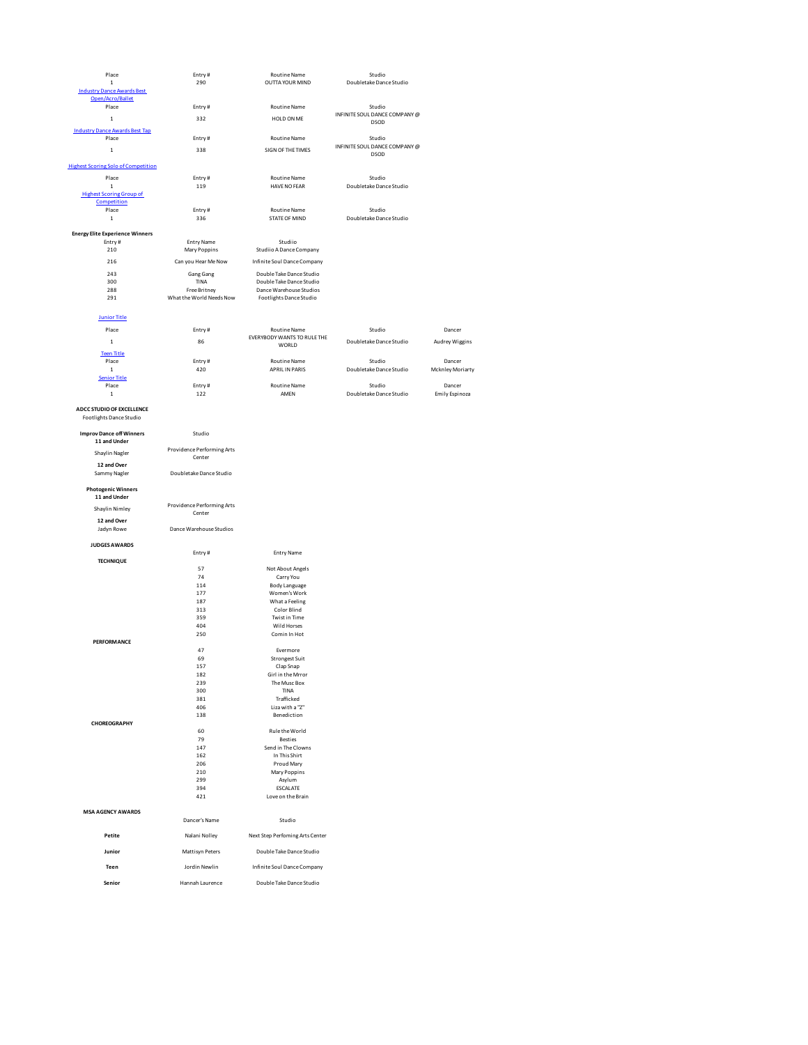| Place | Entry # | Routine Name | Studio |
|---|---|---|---|
| 1 | 290 | OUTTA YOUR MIND | Doubletake Dance Studio |

**Industry Dance Awards Best Open/Acro/Ballet**

| Place | Entry # | Routine Name | Studio |
|---|---|---|---|
| 1 | 332 | HOLD ON ME | INFINITE SOUL DANCE COMPANY @ DSOD |

**Industry Dance Awards Best Tap**

| Place | Entry # | Routine Name | Studio |
|---|---|---|---|
| 1 | 338 | SIGN OF THE TIMES | INFINITE SOUL DANCE COMPANY @ DSOD |

**Highest Scoring Solo of Competition**

| Place | Entry # | Routine Name | Studio |
|---|---|---|---|
| 1 | 119 | HAVE NO FEAR | Doubletake Dance Studio |

**Highest Scoring Group of Competition**

| Place | Entry # | Routine Name | Studio |
|---|---|---|---|
| 1 | 336 | STATE OF MIND | Doubletake Dance Studio |

**Energy Elite Experience Winners**

| Entry # | Entry Name | Studiio |
|---|---|---|
| 210 | Mary Poppins | Studiio A Dance Company |
| 216 | Can you Hear Me Now | Infinite Soul Dance Company |
| 243 | Gang Gang | Double Take Dance Studio |
| 300 | TINA | Double Take Dance Studio |
| 288 | Free Britney | Dance Warehouse Studios |
| 291 | What the World Needs Now | Footlights Dance Studio |

**Junior Title**

| Place | Entry # | Routine Name | Studio | Dancer |
|---|---|---|---|---|
| 1 | 86 | EVERYBODY WANTS TO RULE THE WORLD | Doubletake Dance Studio | Audrey Wiggins |

**Teen Title**

| Place | Entry # | Routine Name | Studio | Dancer |
|---|---|---|---|---|
| 1 | 420 | APRIL IN PARIS | Doubletake Dance Studio | Mcknley Moriarty |

**Senior Title**

| Place | Entry # | Routine Name | Studio | Dancer |
|---|---|---|---|---|
| 1 | 122 | AMEN | Doubletake Dance Studio | Emily Espinoza |

**ADCC STUDIO OF EXCELLENCE**

Footlights Dance Studio

**Improv Dance off Winners**

| | Studio |
|---|---|
| **11 and Under** | |
| Shaylin Nagler | Providence Performing Arts Center |
| **12 and Over** | |
| Sammy Nagler | Doubletake Dance Studio |

**Photogenic Winners**

| | |
|---|---|
| **11 and Under** | |
| Shaylin Nimley | Providence Performing Arts Center |
| **12 and Over** | |
| Jadyn Rowe | Dance Warehouse Studios |

**JUDGES AWARDS**

| | Entry # | Entry Name |
|---|---|---|
| **TECHNIQUE** | | |
| | 57 | Not About Angels |
| | 74 | Carry You |
| | 114 | Body Language |
| | 177 | Women's Work |
| | 187 | What a Feeling |
| | 313 | Color Blind |
| | 359 | Twist in Time |
| | 404 | Wild Horses |
| | 250 | Comin In Hot |
| **PERFORMANCE** | | |
| | 47 | Evermore |
| | 69 | Strongest Suit |
| | 157 | Clap Snap |
| | 182 | Girl in the Mrror |
| | 239 | The Musc Box |
| | 300 | TINA |
| | 381 | Trafficked |
| | 406 | Liza with a "Z" |
| | 138 | Benediction |
| **CHOREOGRAPHY** | | |
| | 60 | Rule the World |
| | 79 | Besties |
| | 147 | Send in The Clowns |
| | 162 | In This Shirt |
| | 206 | Proud Mary |
| | 210 | Mary Poppins |
| | 299 | Asylum |
| | 394 | ESCALATE |
| | 421 | Love on the Brain |

**MSA AGENCY AWARDS**

| | Dancer's Name | Studio |
|---|---|---|
| **Petite** | Nalani Nolley | Next Step Perfoming Arts Center |
| **Junior** | Mattisyn Peters | Double Take Dance Studio |
| **Teen** | Jordin Newlin | Infinite Soul Dance Company |
| **Senior** | Hannah Laurence | Double Take Dance Studio |